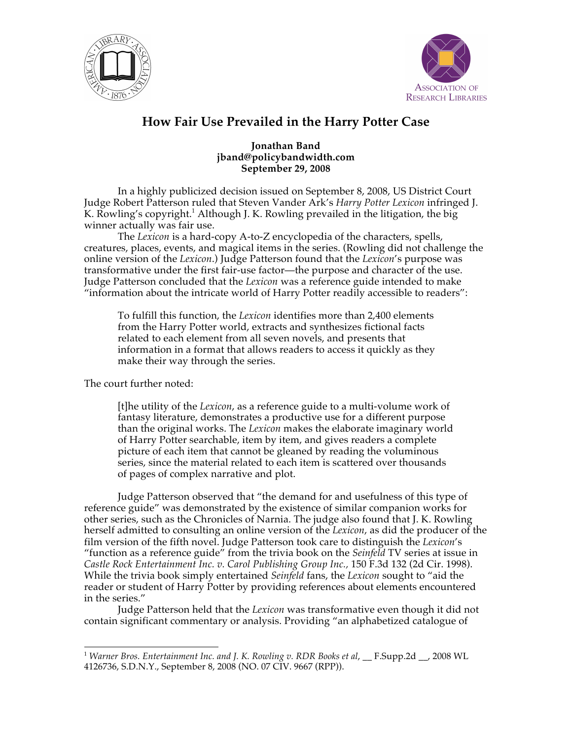# How Fair Use Prevailed in the Harry Potter Case

**Jonathan Band**
**jband@policybandwidth.com**
**September 29, 2008**

In a highly publicized decision issued on September 8, 2008, US District Court Judge Robert Patterson ruled that Steven Vander Ark's *Harry Potter Lexicon* infringed J. K. Rowling's copyright.[1] Although J. K. Rowling prevailed in the litigation, the big winner actually was fair use.

The *Lexicon* is a hard-copy A-to-Z encyclopedia of the characters, spells, creatures, places, events, and magical items in the series. (Rowling did not challenge the online version of the *Lexicon*.) Judge Patterson found that the *Lexicon*'s purpose was transformative under the first fair-use factor—the purpose and character of the use. Judge Patterson concluded that the *Lexicon* was a reference guide intended to make "information about the intricate world of Harry Potter readily accessible to readers":

> To fulfill this function, the *Lexicon* identifies more than 2,400 elements from the Harry Potter world, extracts and synthesizes fictional facts related to each element from all seven novels, and presents that information in a format that allows readers to access it quickly as they make their way through the series.

The court further noted:

> [t]he utility of the *Lexicon*, as a reference guide to a multi-volume work of fantasy literature, demonstrates a productive use for a different purpose than the original works. The *Lexicon* makes the elaborate imaginary world of Harry Potter searchable, item by item, and gives readers a complete picture of each item that cannot be gleaned by reading the voluminous series, since the material related to each item is scattered over thousands of pages of complex narrative and plot.

Judge Patterson observed that "the demand for and usefulness of this type of reference guide" was demonstrated by the existence of similar companion works for other series, such as the Chronicles of Narnia. The judge also found that J. K. Rowling herself admitted to consulting an online version of the *Lexicon*, as did the producer of the film version of the fifth novel. Judge Patterson took care to distinguish the *Lexicon*'s "function as a reference guide" from the trivia book on the *Seinfeld* TV series at issue in *Castle Rock Entertainment Inc. v. Carol Publishing Group Inc.*, 150 F.3d 132 (2d Cir. 1998). While the trivia book simply entertained *Seinfeld* fans, the *Lexicon* sought to "aid the reader or student of Harry Potter by providing references about elements encountered in the series."

Judge Patterson held that the *Lexicon* was transformative even though it did not contain significant commentary or analysis. Providing "an alphabetized catalogue of

---

[1] *Warner Bros. Entertainment Inc. and J. K. Rowling v. RDR Books et al*, __ F.Supp.2d __, 2008 WL 4126736, S.D.N.Y., September 8, 2008 (NO. 07 CIV. 9667 (RPP)).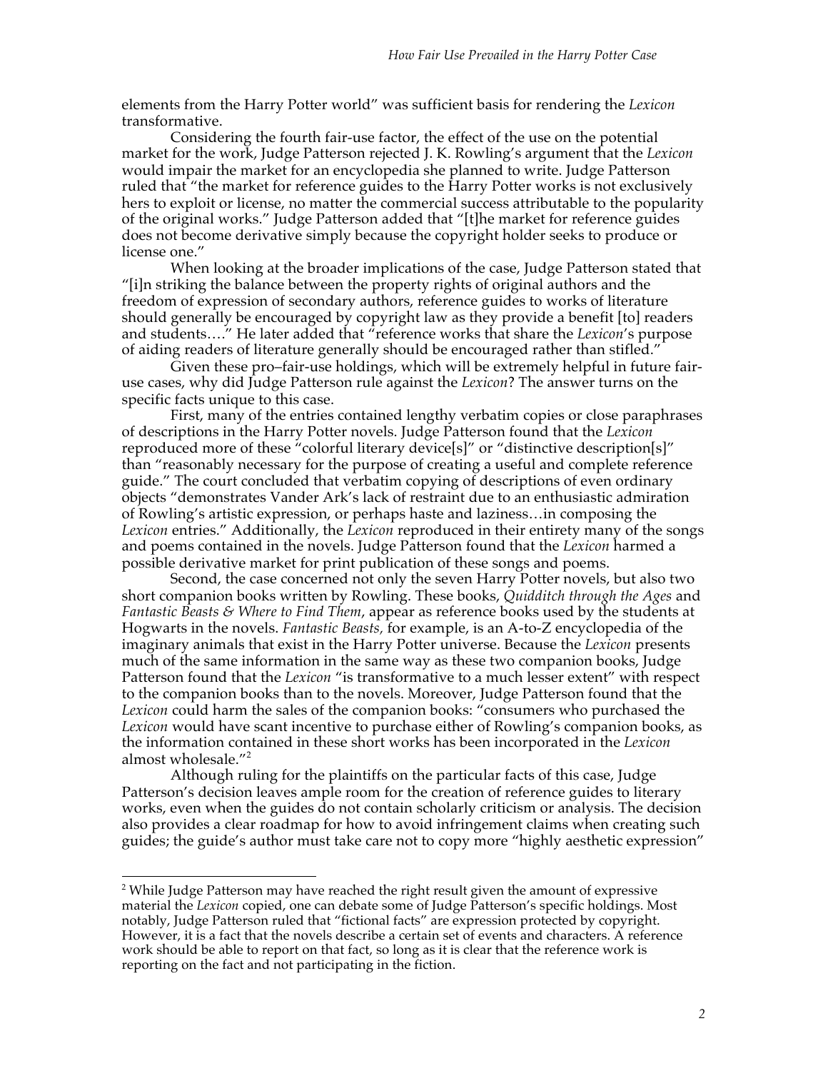elements from the Harry Potter world" was sufficient basis for rendering the *Lexicon* transformative.

Considering the fourth fair-use factor, the effect of the use on the potential market for the work, Judge Patterson rejected J. K. Rowling's argument that the *Lexicon* would impair the market for an encyclopedia she planned to write. Judge Patterson ruled that "the market for reference guides to the Harry Potter works is not exclusively hers to exploit or license, no matter the commercial success attributable to the popularity of the original works." Judge Patterson added that "[t]he market for reference guides does not become derivative simply because the copyright holder seeks to produce or license one."

When looking at the broader implications of the case, Judge Patterson stated that "[i]n striking the balance between the property rights of original authors and the freedom of expression of secondary authors, reference guides to works of literature should generally be encouraged by copyright law as they provide a benefit [to] readers and students…." He later added that "reference works that share the *Lexicon*'s purpose of aiding readers of literature generally should be encouraged rather than stifled."

Given these pro–fair-use holdings, which will be extremely helpful in future fair-use cases, why did Judge Patterson rule against the *Lexicon*? The answer turns on the specific facts unique to this case.

First, many of the entries contained lengthy verbatim copies or close paraphrases of descriptions in the Harry Potter novels. Judge Patterson found that the *Lexicon* reproduced more of these "colorful literary device[s]" or "distinctive description[s]" than "reasonably necessary for the purpose of creating a useful and complete reference guide." The court concluded that verbatim copying of descriptions of even ordinary objects "demonstrates Vander Ark's lack of restraint due to an enthusiastic admiration of Rowling's artistic expression, or perhaps haste and laziness…in composing the *Lexicon* entries." Additionally, the *Lexicon* reproduced in their entirety many of the songs and poems contained in the novels. Judge Patterson found that the *Lexicon* harmed a possible derivative market for print publication of these songs and poems.

Second, the case concerned not only the seven Harry Potter novels, but also two short companion books written by Rowling. These books, *Quidditch through the Ages* and *Fantastic Beasts & Where to Find Them*, appear as reference books used by the students at Hogwarts in the novels. *Fantastic Beasts,* for example, is an A-to-Z encyclopedia of the imaginary animals that exist in the Harry Potter universe. Because the *Lexicon* presents much of the same information in the same way as these two companion books, Judge Patterson found that the *Lexicon* "is transformative to a much lesser extent" with respect to the companion books than to the novels. Moreover, Judge Patterson found that the *Lexicon* could harm the sales of the companion books: "consumers who purchased the *Lexicon* would have scant incentive to purchase either of Rowling's companion books, as the information contained in these short works has been incorporated in the *Lexicon* almost wholesale."[2]

Although ruling for the plaintiffs on the particular facts of this case, Judge Patterson's decision leaves ample room for the creation of reference guides to literary works, even when the guides do not contain scholarly criticism or analysis. The decision also provides a clear roadmap for how to avoid infringement claims when creating such guides; the guide's author must take care not to copy more "highly aesthetic expression"

---

[2] While Judge Patterson may have reached the right result given the amount of expressive material the *Lexicon* copied, one can debate some of Judge Patterson's specific holdings. Most notably, Judge Patterson ruled that "fictional facts" are expression protected by copyright. However, it is a fact that the novels describe a certain set of events and characters. A reference work should be able to report on that fact, so long as it is clear that the reference work is reporting on the fact and not participating in the fiction.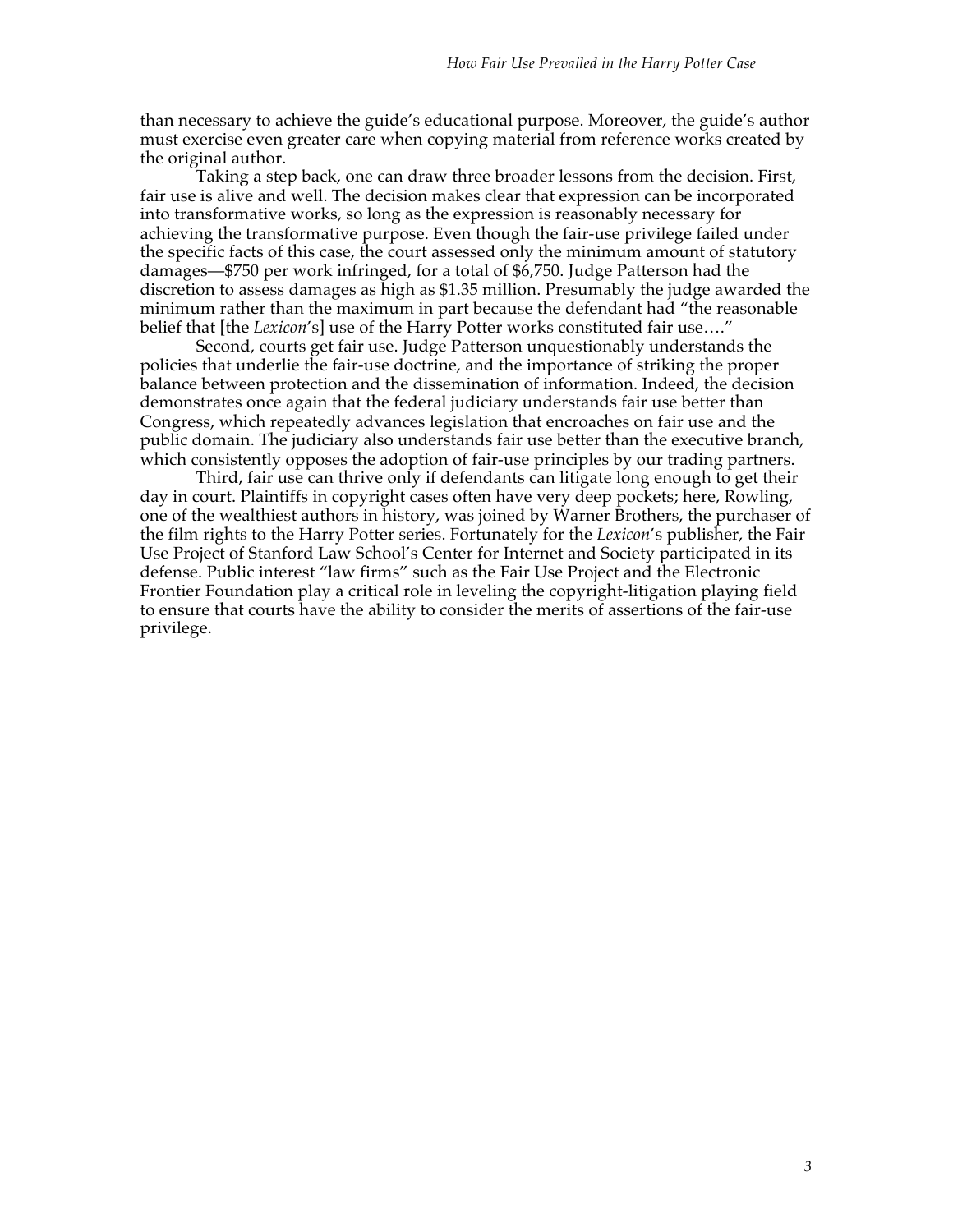than necessary to achieve the guide's educational purpose. Moreover, the guide's author must exercise even greater care when copying material from reference works created by the original author.

Taking a step back, one can draw three broader lessons from the decision. First, fair use is alive and well. The decision makes clear that expression can be incorporated into transformative works, so long as the expression is reasonably necessary for achieving the transformative purpose. Even though the fair-use privilege failed under the specific facts of this case, the court assessed only the minimum amount of statutory damages—$750 per work infringed, for a total of $6,750. Judge Patterson had the discretion to assess damages as high as $1.35 million. Presumably the judge awarded the minimum rather than the maximum in part because the defendant had "the reasonable belief that [the *Lexicon*'s] use of the Harry Potter works constituted fair use…."

Second, courts get fair use. Judge Patterson unquestionably understands the policies that underlie the fair-use doctrine, and the importance of striking the proper balance between protection and the dissemination of information. Indeed, the decision demonstrates once again that the federal judiciary understands fair use better than Congress, which repeatedly advances legislation that encroaches on fair use and the public domain. The judiciary also understands fair use better than the executive branch, which consistently opposes the adoption of fair-use principles by our trading partners.

Third, fair use can thrive only if defendants can litigate long enough to get their day in court. Plaintiffs in copyright cases often have very deep pockets; here, Rowling, one of the wealthiest authors in history, was joined by Warner Brothers, the purchaser of the film rights to the Harry Potter series. Fortunately for the *Lexicon*'s publisher, the Fair Use Project of Stanford Law School's Center for Internet and Society participated in its defense. Public interest "law firms" such as the Fair Use Project and the Electronic Frontier Foundation play a critical role in leveling the copyright-litigation playing field to ensure that courts have the ability to consider the merits of assertions of the fair-use privilege.